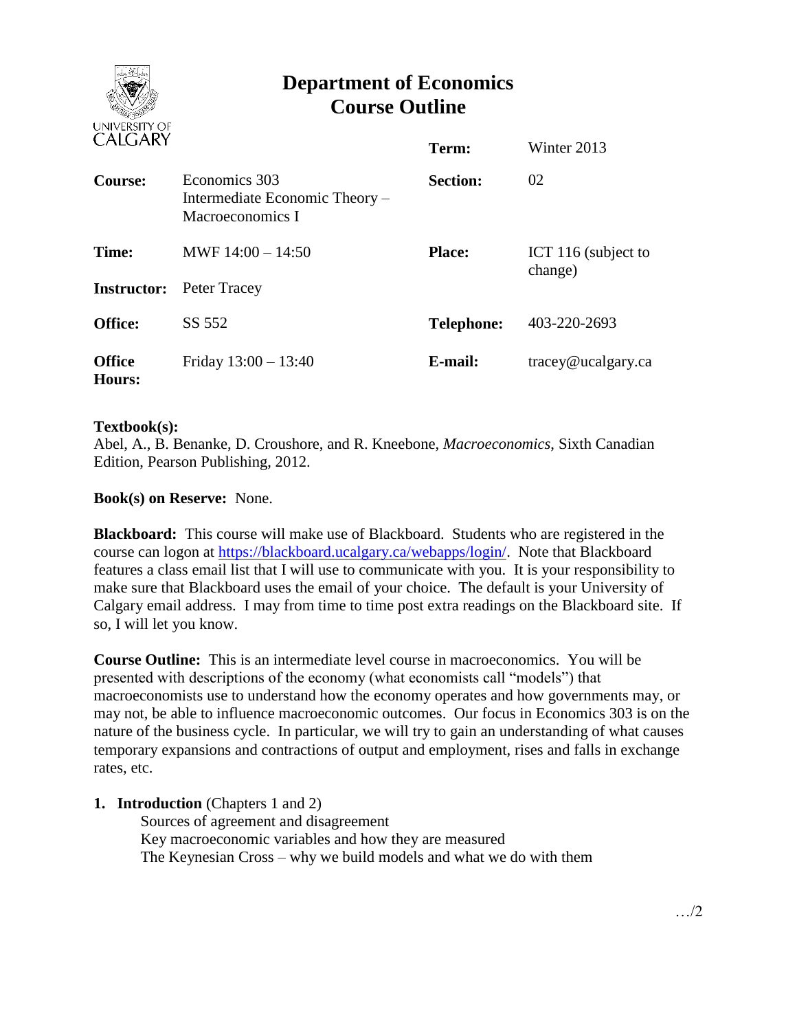# Department of Economics
# Course Outline

| | | | |
|---|---|---|---|
| | | **Term:** | Winter 2013 |
| **Course:** | Economics 303 Intermediate Economic Theory – Macroeconomics I | **Section:** | 02 |
| **Time:** | MWF 14:00 – 14:50 | **Place:** | ICT 116 (subject to change) |
| **Instructor:** | Peter Tracey | | |
| **Office:** | SS 552 | **Telephone:** | 403-220-2693 |
| **Office Hours:** | Friday 13:00 – 13:40 | **E-mail:** | tracey@ucalgary.ca |

**Textbook(s):**
Abel, A., B. Benanke, D. Croushore, and R. Kneebone, *Macroeconomics*, Sixth Canadian Edition, Pearson Publishing, 2012.

**Book(s) on Reserve:** None.

**Blackboard:** This course will make use of Blackboard. Students who are registered in the course can logon at https://blackboard.ucalgary.ca/webapps/login/. Note that Blackboard features a class email list that I will use to communicate with you. It is your responsibility to make sure that Blackboard uses the email of your choice. The default is your University of Calgary email address. I may from time to time post extra readings on the Blackboard site. If so, I will let you know.

**Course Outline:** This is an intermediate level course in macroeconomics. You will be presented with descriptions of the economy (what economists call "models") that macroeconomists use to understand how the economy operates and how governments may, or may not, be able to influence macroeconomic outcomes. Our focus in Economics 303 is on the nature of the business cycle. In particular, we will try to gain an understanding of what causes temporary expansions and contractions of output and employment, rises and falls in exchange rates, etc.

1. **Introduction** (Chapters 1 and 2)
   - Sources of agreement and disagreement
   - Key macroeconomic variables and how they are measured
   - The Keynesian Cross – why we build models and what we do with them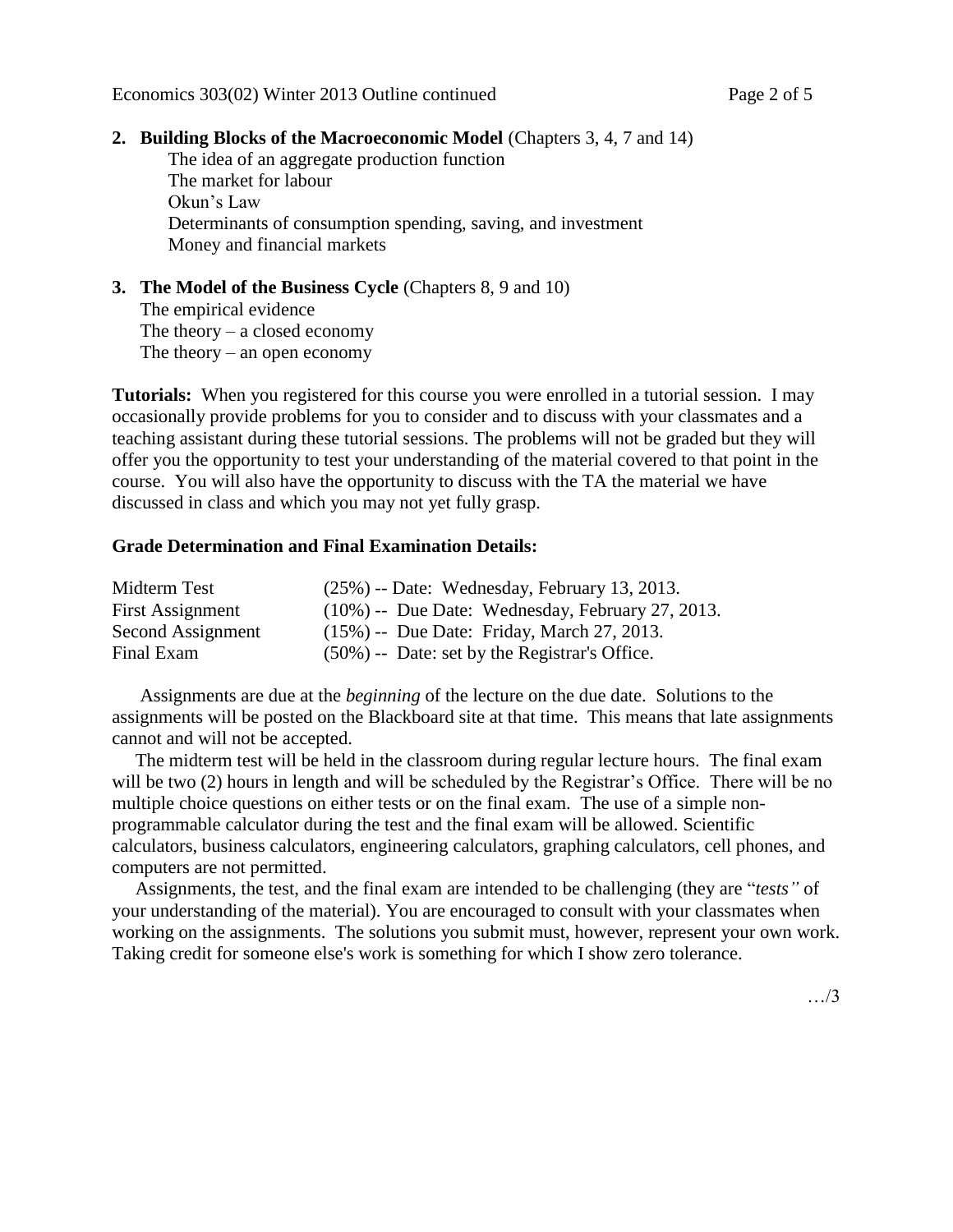**2. Building Blocks of the Macroeconomic Model** (Chapters 3, 4, 7 and 14)

The idea of an aggregate production function
The market for labour
Okun's Law
Determinants of consumption spending, saving, and investment
Money and financial markets

**3. The Model of the Business Cycle** (Chapters 8, 9 and 10)

The empirical evidence
The theory – a closed economy
The theory – an open economy

**Tutorials:** When you registered for this course you were enrolled in a tutorial session. I may occasionally provide problems for you to consider and to discuss with your classmates and a teaching assistant during these tutorial sessions. The problems will not be graded but they will offer you the opportunity to test your understanding of the material covered to that point in the course. You will also have the opportunity to discuss with the TA the material we have discussed in class and which you may not yet fully grasp.

**Grade Determination and Final Examination Details:**

| | |
|---|---|
| Midterm Test | (25%) -- Date: Wednesday, February 13, 2013. |
| First Assignment | (10%) -- Due Date: Wednesday, February 27, 2013. |
| Second Assignment | (15%) -- Due Date: Friday, March 27, 2013. |
| Final Exam | (50%) -- Date: set by the Registrar's Office. |

Assignments are due at the *beginning* of the lecture on the due date. Solutions to the assignments will be posted on the Blackboard site at that time. This means that late assignments cannot and will not be accepted.

The midterm test will be held in the classroom during regular lecture hours. The final exam will be two (2) hours in length and will be scheduled by the Registrar's Office. There will be no multiple choice questions on either tests or on the final exam. The use of a simple non-programmable calculator during the test and the final exam will be allowed. Scientific calculators, business calculators, engineering calculators, graphing calculators, cell phones, and computers are not permitted.

Assignments, the test, and the final exam are intended to be challenging (they are "*tests"* of your understanding of the material). You are encouraged to consult with your classmates when working on the assignments. The solutions you submit must, however, represent your own work. Taking credit for someone else's work is something for which I show zero tolerance.

…/3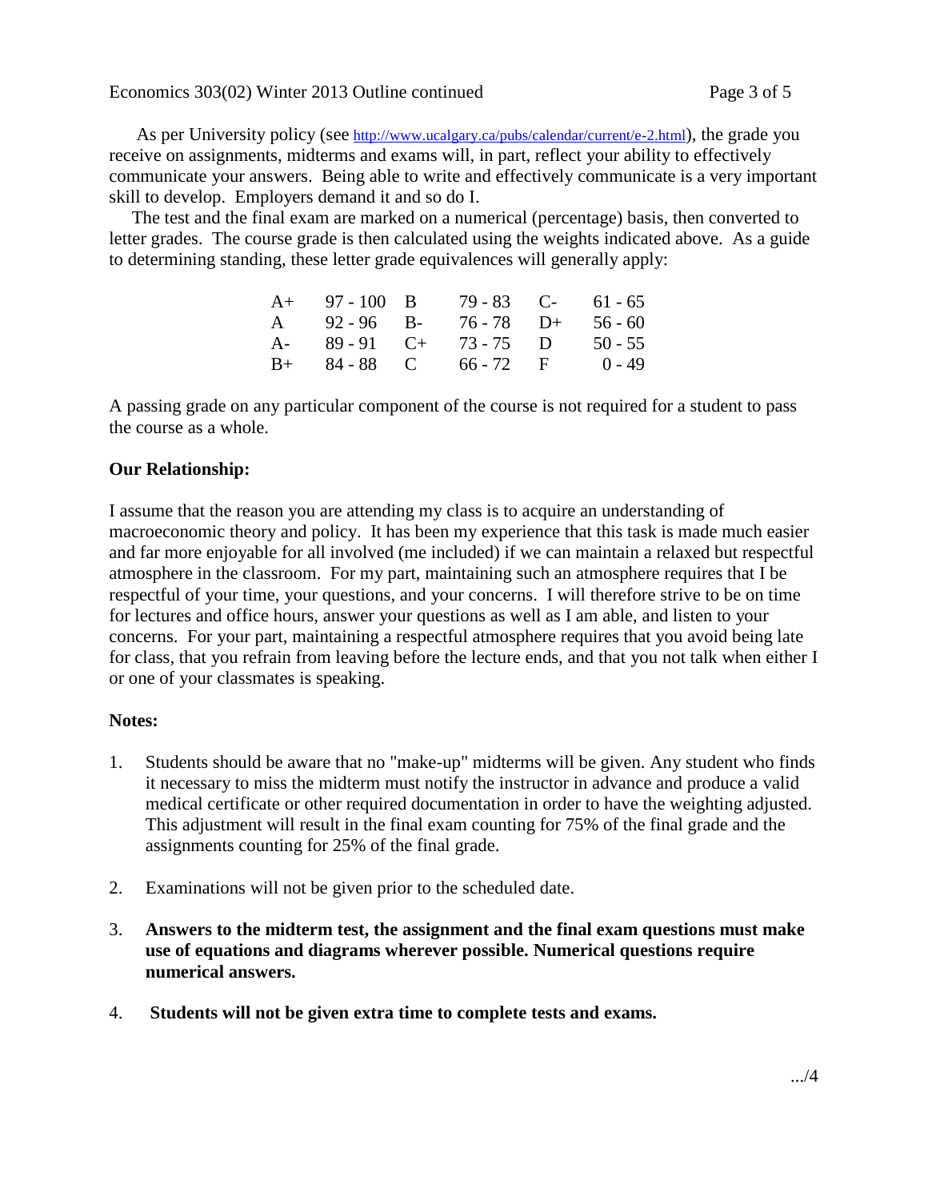As per University policy (see http://www.ucalgary.ca/pubs/calendar/current/e-2.html), the grade you receive on assignments, midterms and exams will, in part, reflect your ability to effectively communicate your answers. Being able to write and effectively communicate is a very important skill to develop. Employers demand it and so do I.

The test and the final exam are marked on a numerical (percentage) basis, then converted to letter grades. The course grade is then calculated using the weights indicated above. As a guide to determining standing, these letter grade equivalences will generally apply:

| | | | | | |
|---|---|---|---|---|---|
| A+ | 97 - 100 | B | 79 - 83 | C- | 61 - 65 |
| A | 92 - 96 | B- | 76 - 78 | D+ | 56 - 60 |
| A- | 89 - 91 | C+ | 73 - 75 | D | 50 - 55 |
| B+ | 84 - 88 | C | 66 - 72 | F | 0 - 49 |

A passing grade on any particular component of the course is not required for a student to pass the course as a whole.

**Our Relationship:**

I assume that the reason you are attending my class is to acquire an understanding of macroeconomic theory and policy. It has been my experience that this task is made much easier and far more enjoyable for all involved (me included) if we can maintain a relaxed but respectful atmosphere in the classroom. For my part, maintaining such an atmosphere requires that I be respectful of your time, your questions, and your concerns. I will therefore strive to be on time for lectures and office hours, answer your questions as well as I am able, and listen to your concerns. For your part, maintaining a respectful atmosphere requires that you avoid being late for class, that you refrain from leaving before the lecture ends, and that you not talk when either I or one of your classmates is speaking.

**Notes:**

1. Students should be aware that no "make-up" midterms will be given. Any student who finds it necessary to miss the midterm must notify the instructor in advance and produce a valid medical certificate or other required documentation in order to have the weighting adjusted. This adjustment will result in the final exam counting for 75% of the final grade and the assignments counting for 25% of the final grade.

2. Examinations will not be given prior to the scheduled date.

3. **Answers to the midterm test, the assignment and the final exam questions must make use of equations and diagrams wherever possible. Numerical questions require numerical answers.**

4. **Students will not be given extra time to complete tests and exams.**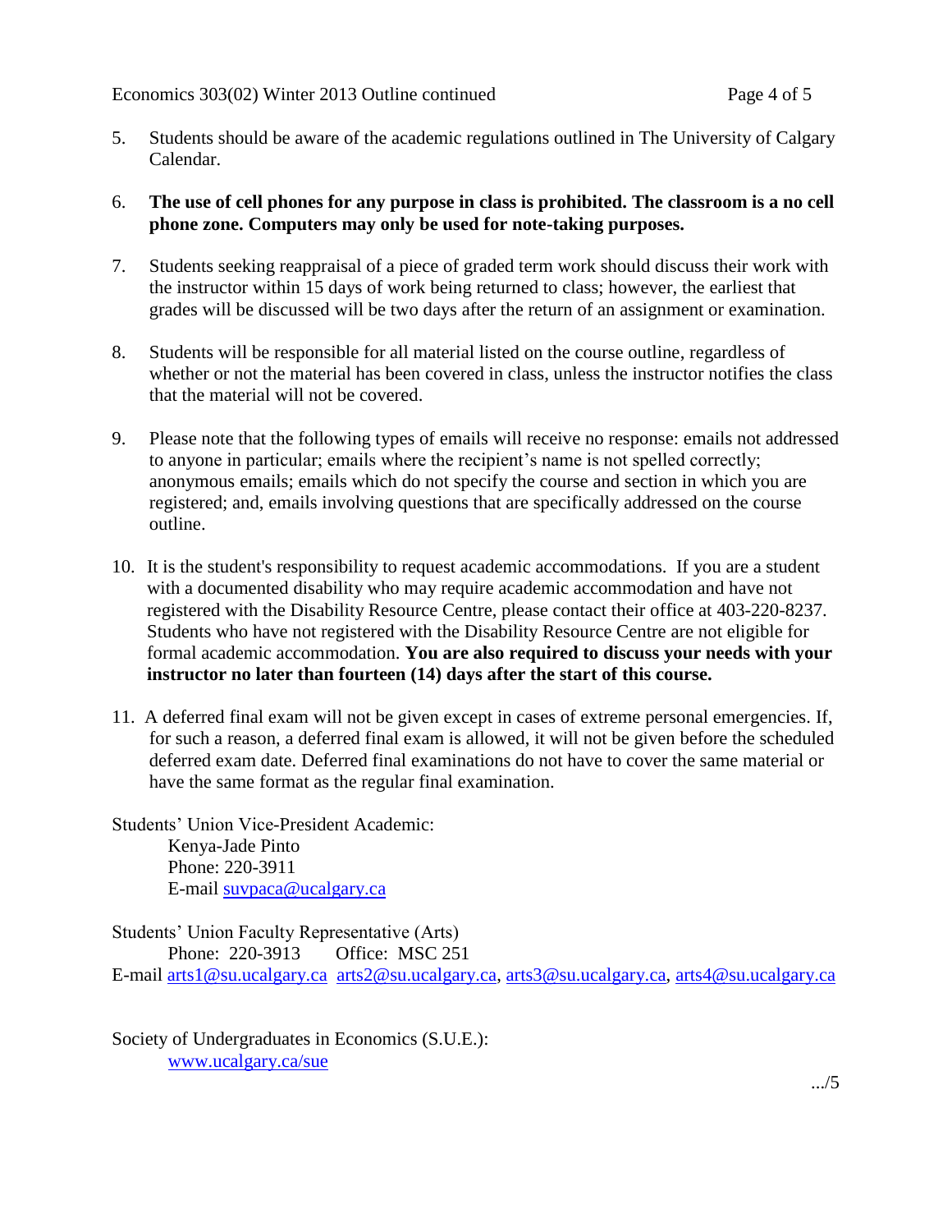5. Students should be aware of the academic regulations outlined in The University of Calgary Calendar.

6. **The use of cell phones for any purpose in class is prohibited. The classroom is a no cell phone zone. Computers may only be used for note-taking purposes.**

7. Students seeking reappraisal of a piece of graded term work should discuss their work with the instructor within 15 days of work being returned to class; however, the earliest that grades will be discussed will be two days after the return of an assignment or examination.

8. Students will be responsible for all material listed on the course outline, regardless of whether or not the material has been covered in class, unless the instructor notifies the class that the material will not be covered.

9. Please note that the following types of emails will receive no response: emails not addressed to anyone in particular; emails where the recipient's name is not spelled correctly; anonymous emails; emails which do not specify the course and section in which you are registered; and, emails involving questions that are specifically addressed on the course outline.

10. It is the student's responsibility to request academic accommodations. If you are a student with a documented disability who may require academic accommodation and have not registered with the Disability Resource Centre, please contact their office at 403-220-8237. Students who have not registered with the Disability Resource Centre are not eligible for formal academic accommodation. **You are also required to discuss your needs with your instructor no later than fourteen (14) days after the start of this course.**

11. A deferred final exam will not be given except in cases of extreme personal emergencies. If, for such a reason, a deferred final exam is allowed, it will not be given before the scheduled deferred exam date. Deferred final examinations do not have to cover the same material or have the same format as the regular final examination.

Students' Union Vice-President Academic:
Kenya-Jade Pinto
Phone: 220-3911
E-mail suvpaca@ucalgary.ca

Students' Union Faculty Representative (Arts)
Phone: 220-3913 Office: MSC 251
E-mail arts1@su.ucalgary.ca arts2@su.ucalgary.ca, arts3@su.ucalgary.ca, arts4@su.ucalgary.ca

Society of Undergraduates in Economics (S.U.E.):
www.ucalgary.ca/sue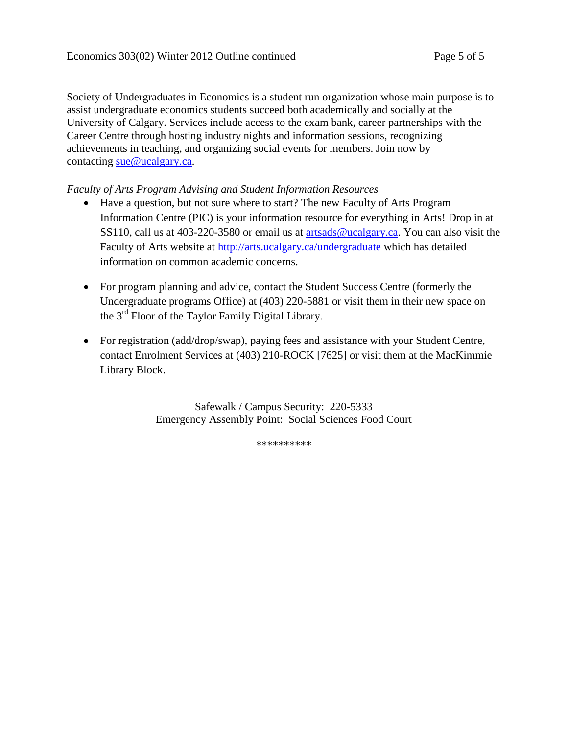Society of Undergraduates in Economics is a student run organization whose main purpose is to assist undergraduate economics students succeed both academically and socially at the University of Calgary. Services include access to the exam bank, career partnerships with the Career Centre through hosting industry nights and information sessions, recognizing achievements in teaching, and organizing social events for members. Join now by contacting sue@ucalgary.ca.

*Faculty of Arts Program Advising and Student Information Resources*

- Have a question, but not sure where to start? The new Faculty of Arts Program Information Centre (PIC) is your information resource for everything in Arts! Drop in at SS110, call us at 403-220-3580 or email us at artsads@ucalgary.ca. You can also visit the Faculty of Arts website at http://arts.ucalgary.ca/undergraduate which has detailed information on common academic concerns.

- For program planning and advice, contact the Student Success Centre (formerly the Undergraduate programs Office) at (403) 220-5881 or visit them in their new space on the 3rd Floor of the Taylor Family Digital Library.

- For registration (add/drop/swap), paying fees and assistance with your Student Centre, contact Enrolment Services at (403) 210-ROCK [7625] or visit them at the MacKimmie Library Block.

Safewalk / Campus Security: 220-5333
Emergency Assembly Point: Social Sciences Food Court

**********